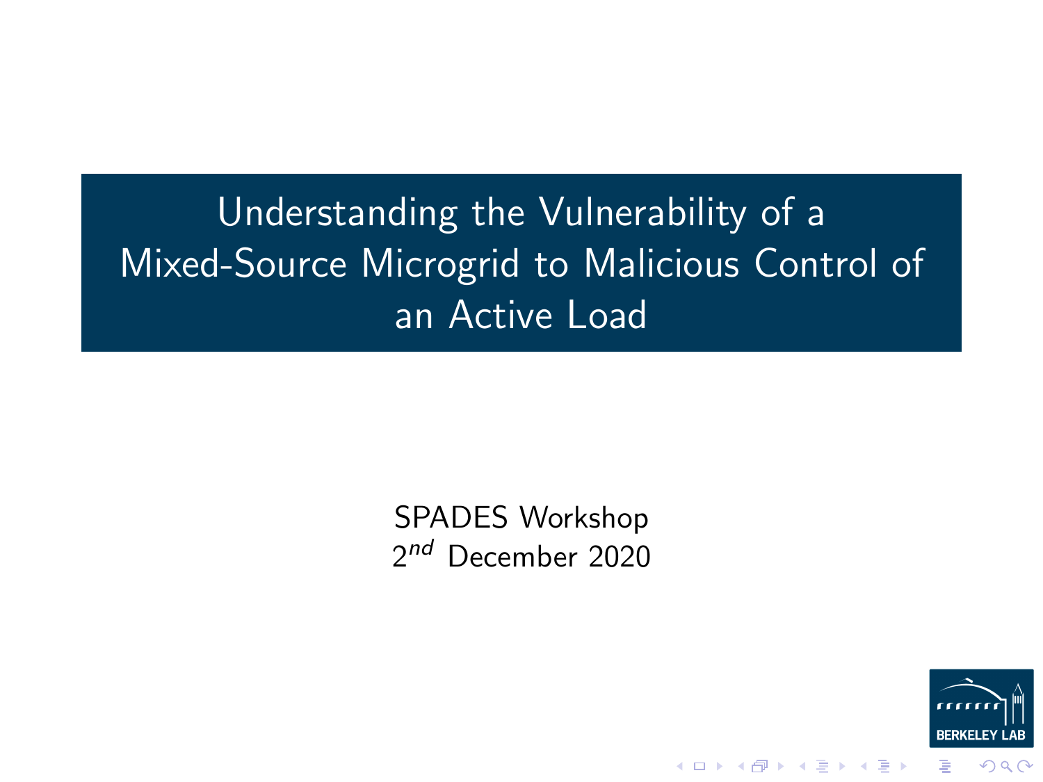# Understanding the Vulnerability of a Mixed-Source Microgrid to Malicious Control of an Active Load

SPADES Workshop
$2^{nd}$ December 2020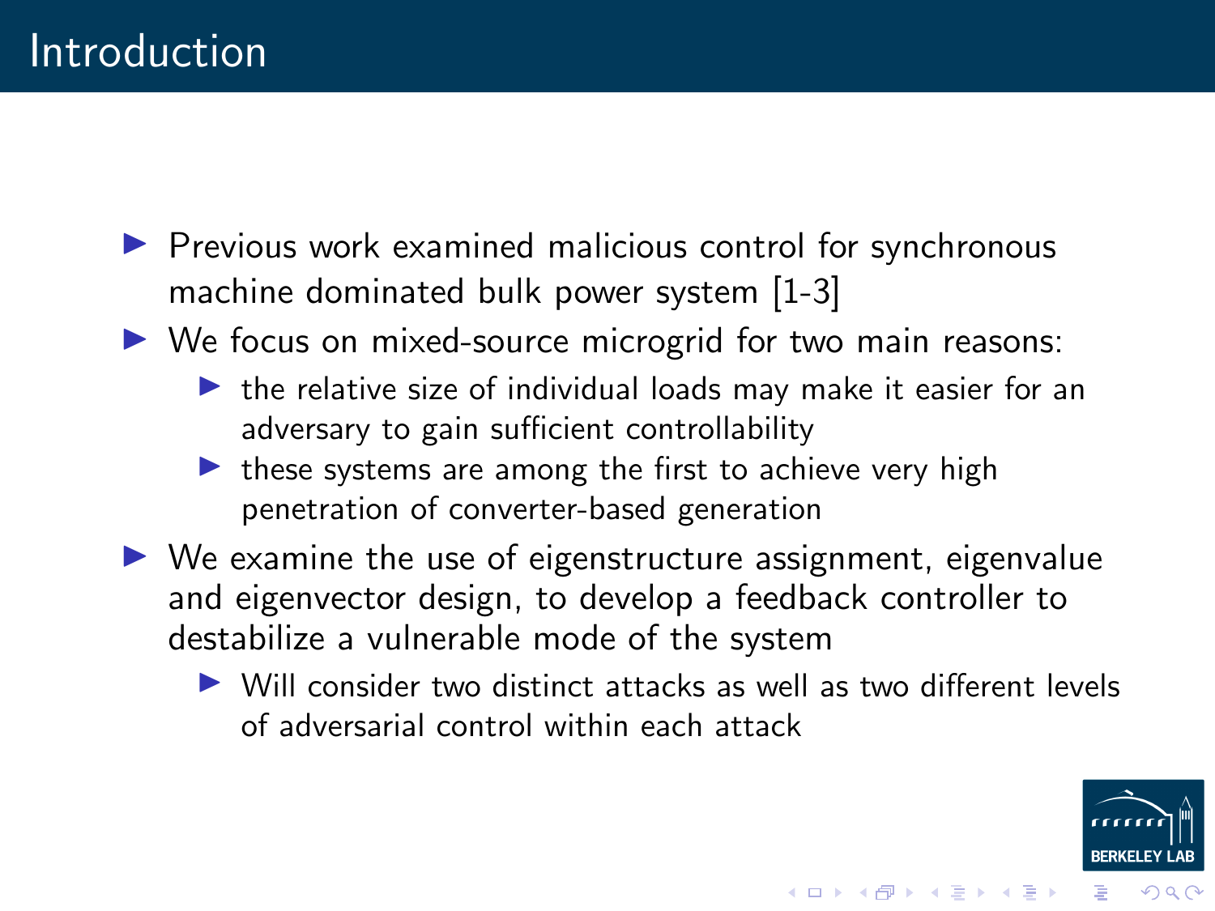# Introduction

- Previous work examined malicious control for synchronous machine dominated bulk power system [1-3]
- We focus on mixed-source microgrid for two main reasons:
  - the relative size of individual loads may make it easier for an adversary to gain sufficient controllability
  - these systems are among the first to achieve very high penetration of converter-based generation
- We examine the use of eigenstructure assignment, eigenvalue and eigenvector design, to develop a feedback controller to destabilize a vulnerable mode of the system
  - Will consider two distinct attacks as well as two different levels of adversarial control within each attack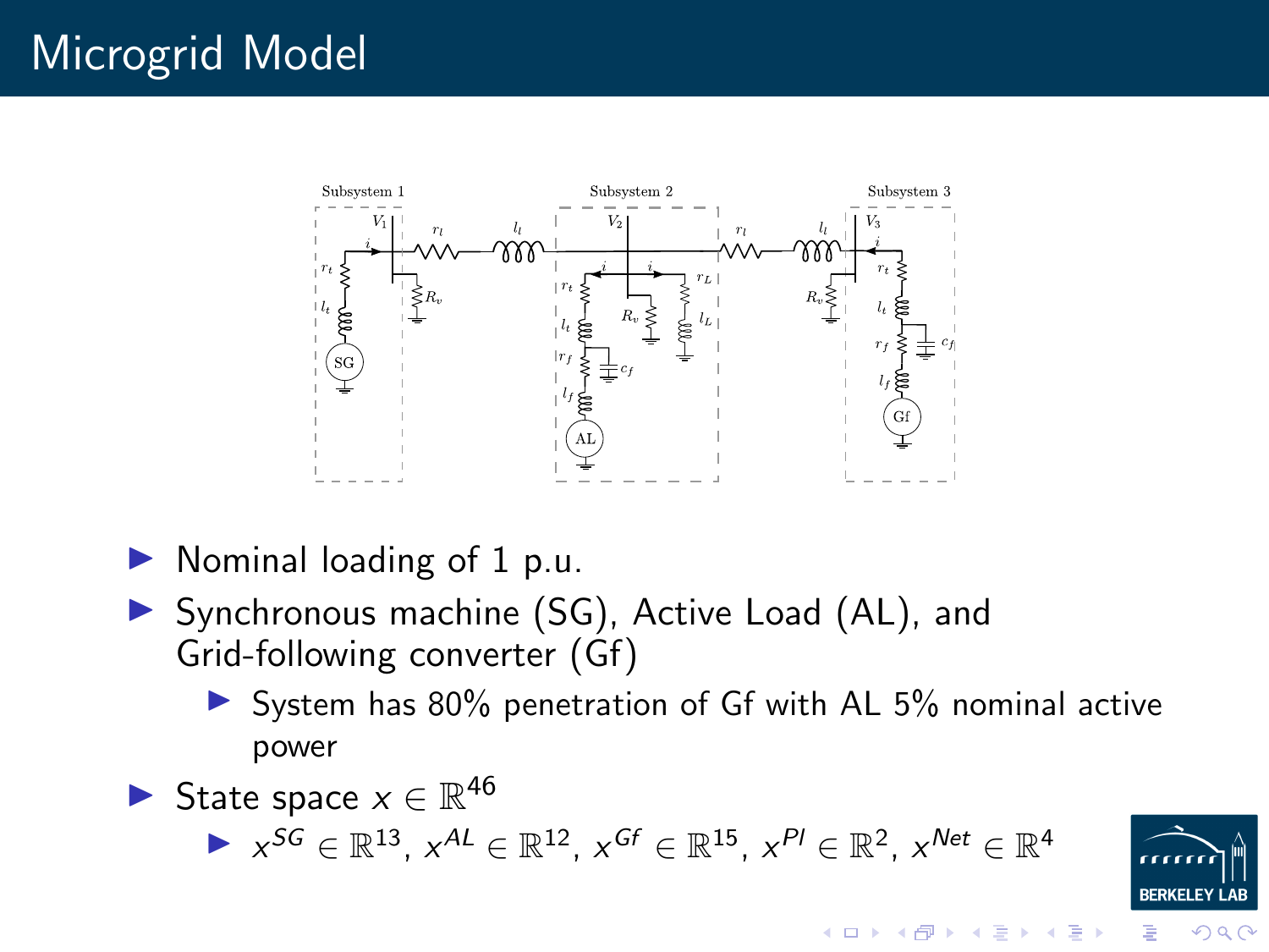# Microgrid Model

- Nominal loading of 1 p.u.
- Synchronous machine (SG), Active Load (AL), and Grid-following converter (Gf)
  - System has 80% penetration of Gf with AL 5% nominal active power
- State space $x \in \mathbb{R}^{46}$
  - $x^{SG} \in \mathbb{R}^{13}$, $x^{AL} \in \mathbb{R}^{12}$, $x^{Gf} \in \mathbb{R}^{15}$, $x^{PI} \in \mathbb{R}^{2}$, $x^{Net} \in \mathbb{R}^{4}$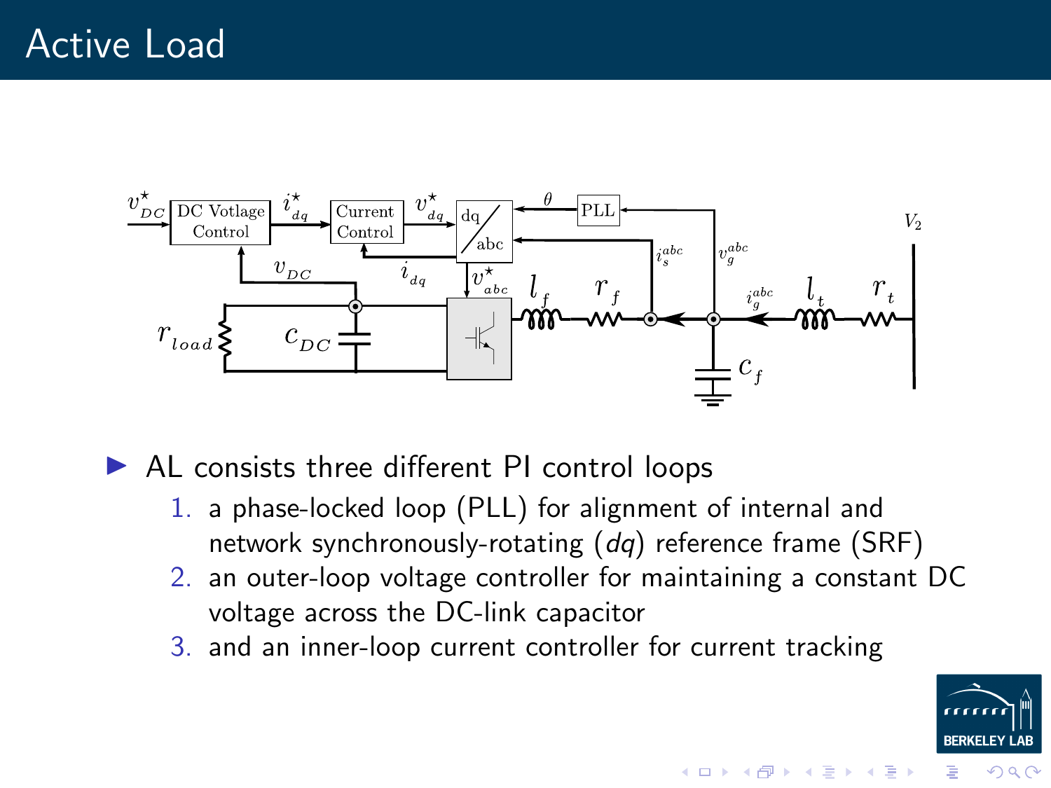# Active Load

- AL consists three different PI control loops
  1. a phase-locked loop (PLL) for alignment of internal and network synchronously-rotating (*dq*) reference frame (SRF)
  2. an outer-loop voltage controller for maintaining a constant DC voltage across the DC-link capacitor
  3. and an inner-loop current controller for current tracking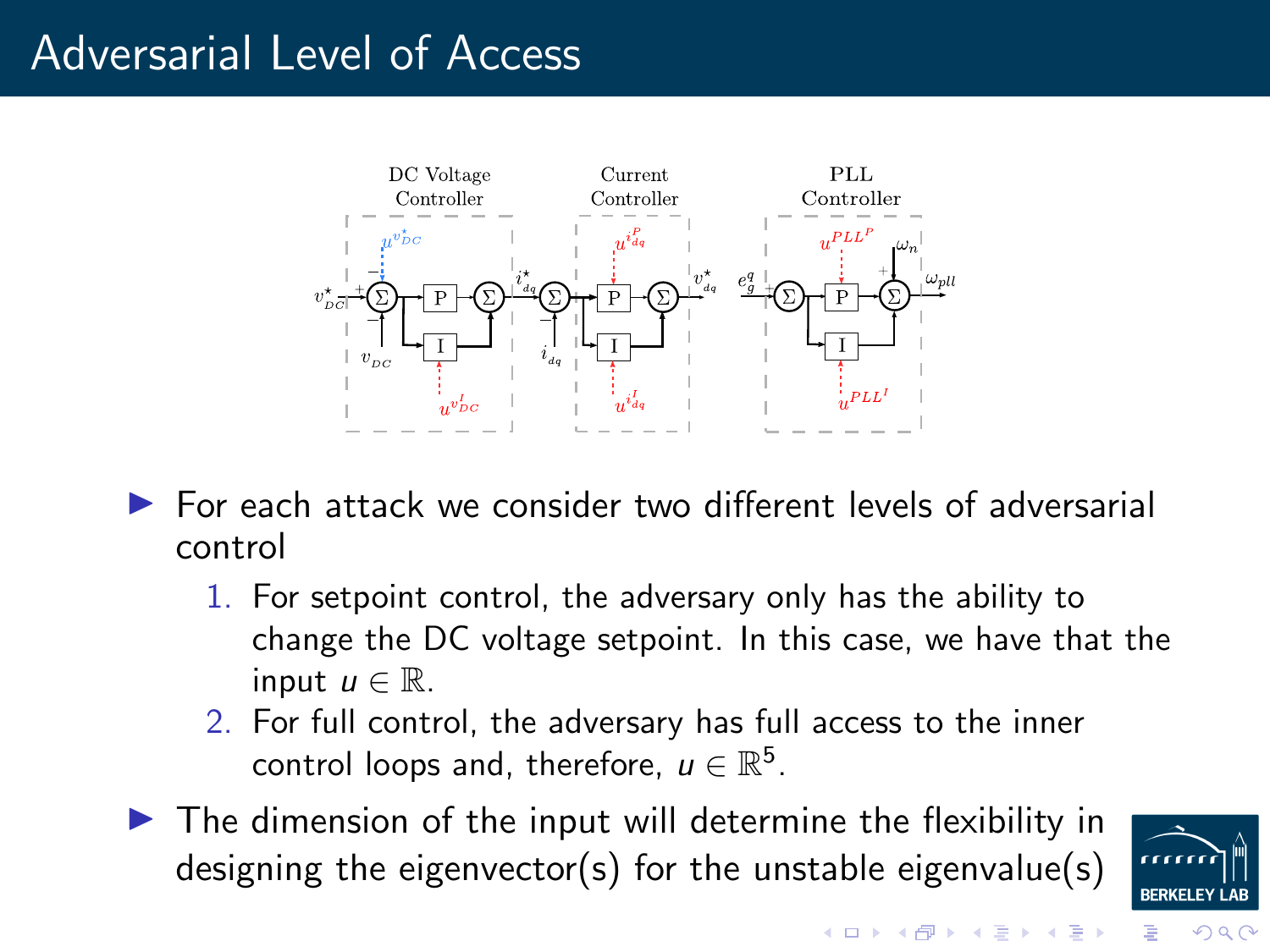# Adversarial Level of Access

- For each attack we consider two different levels of adversarial control
  1. For setpoint control, the adversary only has the ability to change the DC voltage setpoint. In this case, we have that the input $u \in \mathbb{R}$.
  2. For full control, the adversary has full access to the inner control loops and, therefore, $u \in \mathbb{R}^5$.
- The dimension of the input will determine the flexibility in designing the eigenvector(s) for the unstable eigenvalue(s)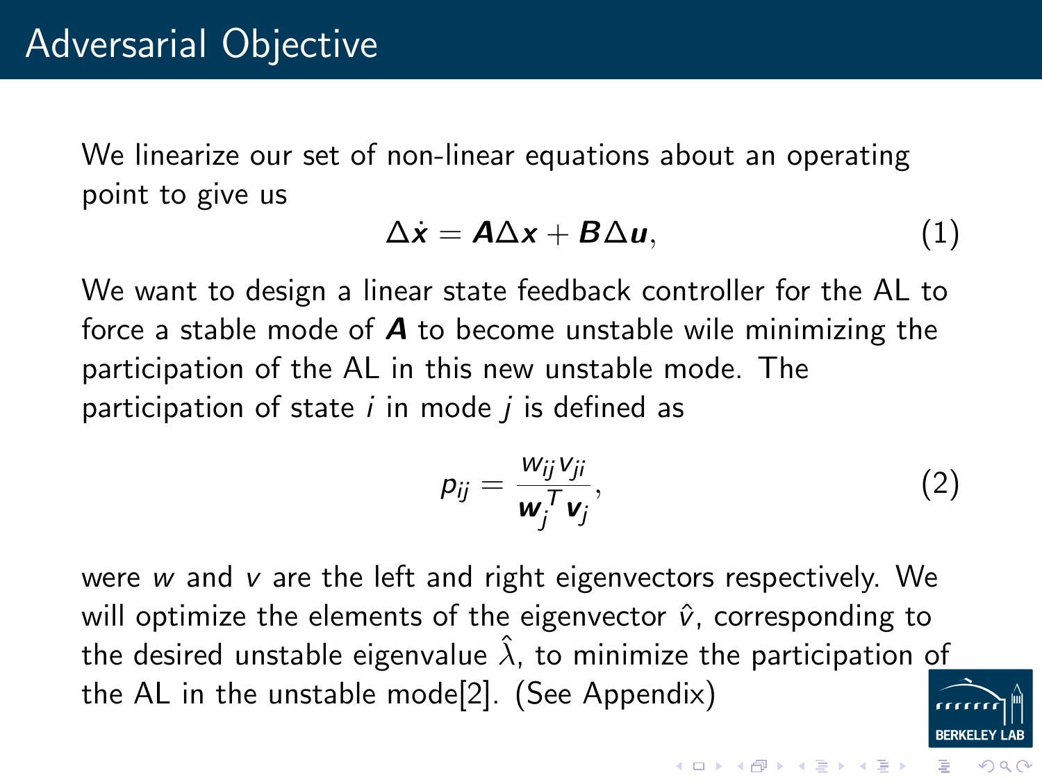# Adversarial Objective

We linearize our set of non-linear equations about an operating point to give us

$$\Delta \dot{\boldsymbol{x}} = \boldsymbol{A}\Delta \boldsymbol{x} + \boldsymbol{B}\Delta \boldsymbol{u}, \tag{1}$$

We want to design a linear state feedback controller for the AL to force a stable mode of $\boldsymbol{A}$ to become unstable wile minimizing the participation of the AL in this new unstable mode. The participation of state $i$ in mode $j$ is defined as

$$p_{ij} = \frac{w_{ij} v_{ji}}{\boldsymbol{w}_j^T \boldsymbol{v}_j}, \tag{2}$$

were $w$ and $v$ are the left and right eigenvectors respectively. We will optimize the elements of the eigenvector $\hat{v}$, corresponding to the desired unstable eigenvalue $\hat{\lambda}$, to minimize the participation of the AL in the unstable mode[2]. (See Appendix)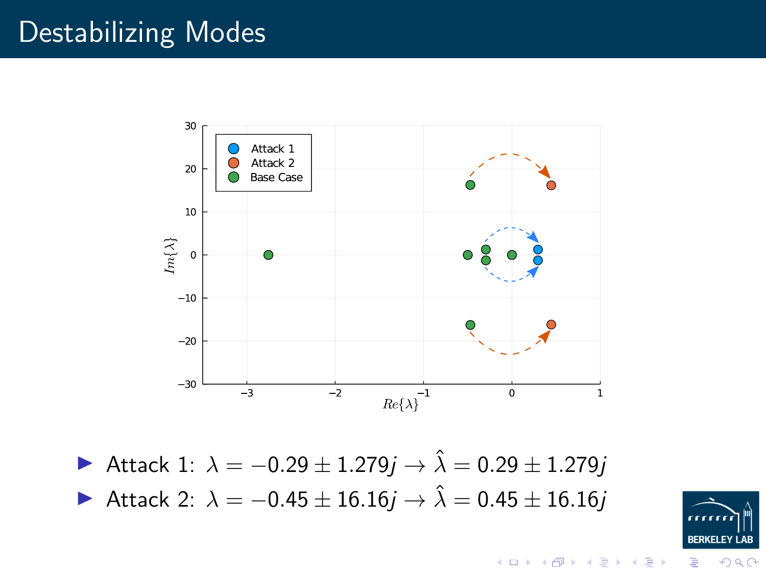# Destabilizing Modes

- Attack 1: $\lambda = -0.29 \pm 1.279j \rightarrow \hat{\lambda} = 0.29 \pm 1.279j$
- Attack 2: $\lambda = -0.45 \pm 16.16j \rightarrow \hat{\lambda} = 0.45 \pm 16.16j$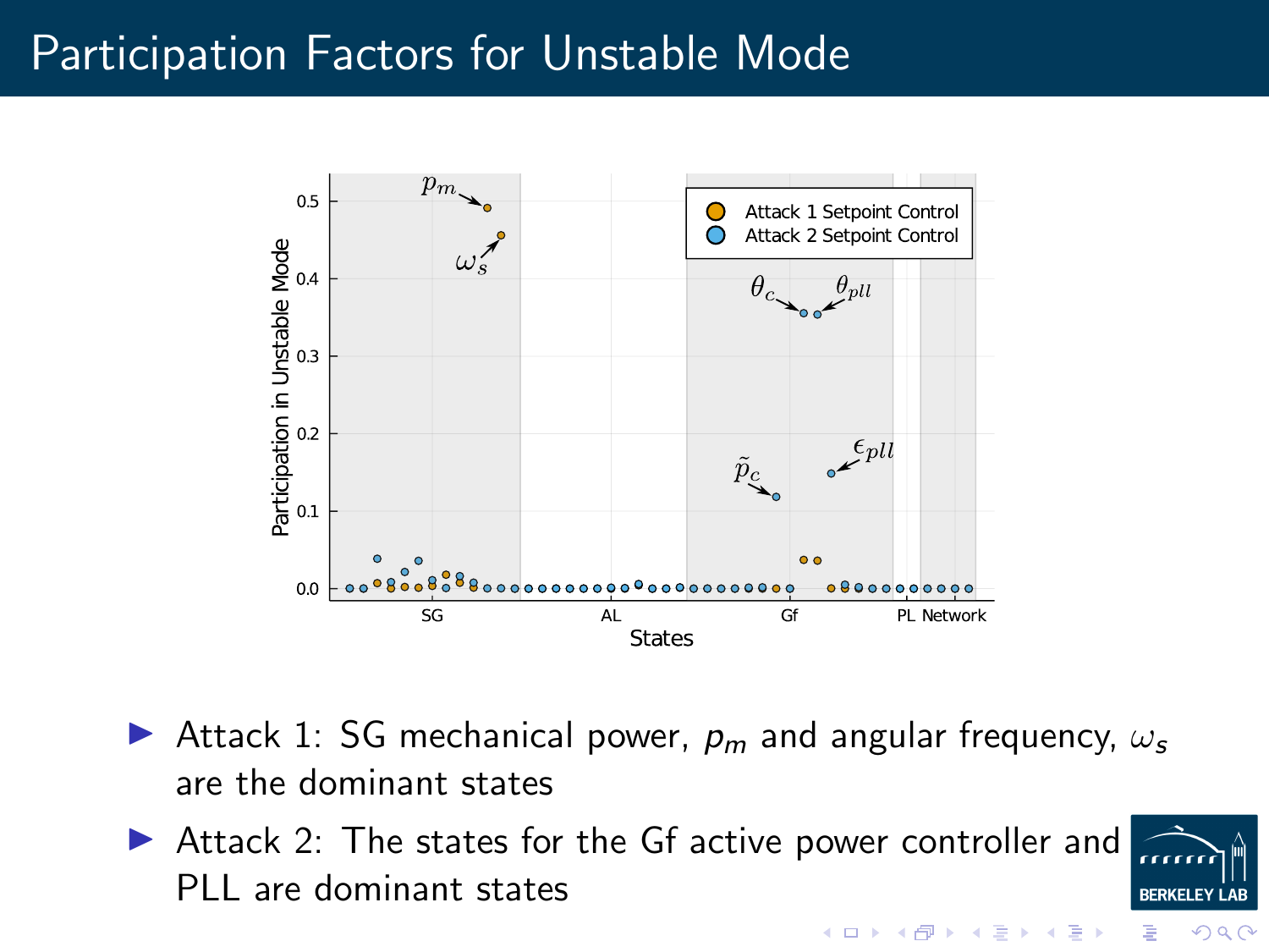# Participation Factors for Unstable Mode

- Attack 1: SG mechanical power, $p_m$ and angular frequency, $\omega_s$ are the dominant states
- Attack 2: The states for the Gf active power controller and PLL are dominant states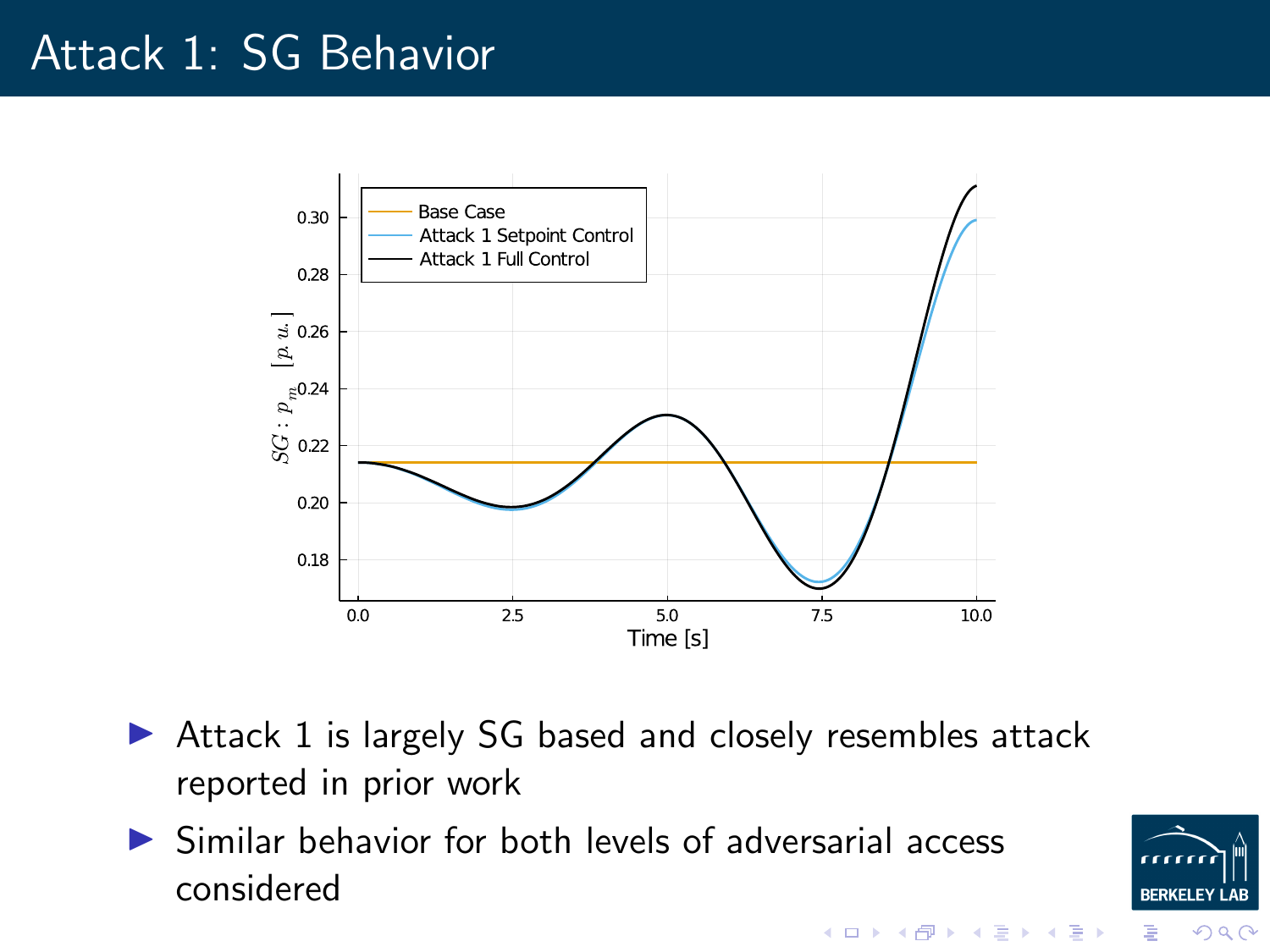# Attack 1: SG Behavior

- Attack 1 is largely SG based and closely resembles attack reported in prior work
- Similar behavior for both levels of adversarial access considered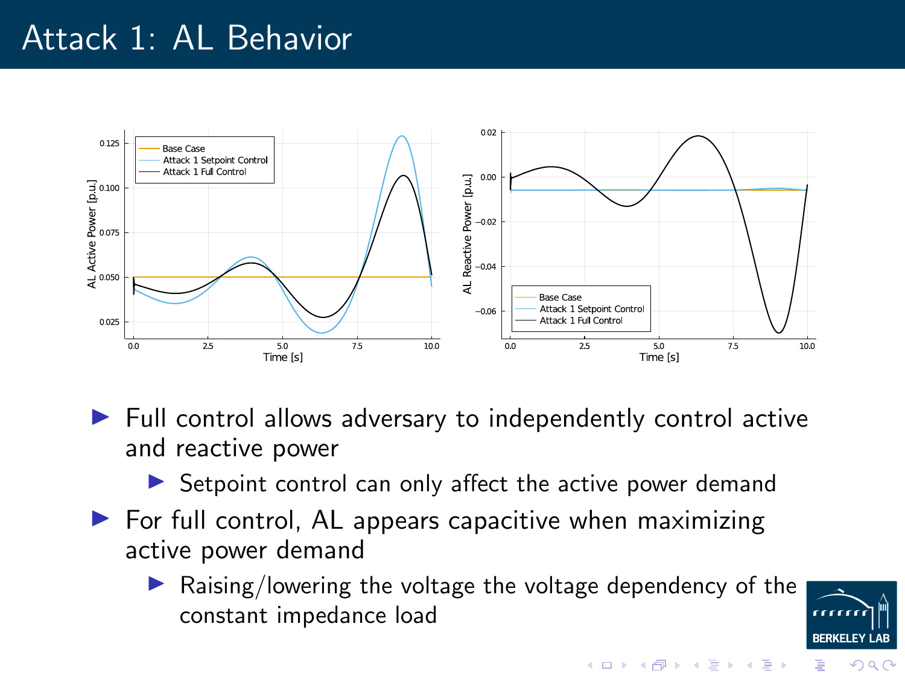# Attack 1: AL Behavior

- Full control allows adversary to independently control active and reactive power
  - Setpoint control can only affect the active power demand
- For full control, AL appears capacitive when maximizing active power demand
  - Raising/lowering the voltage the voltage dependency of the constant impedance load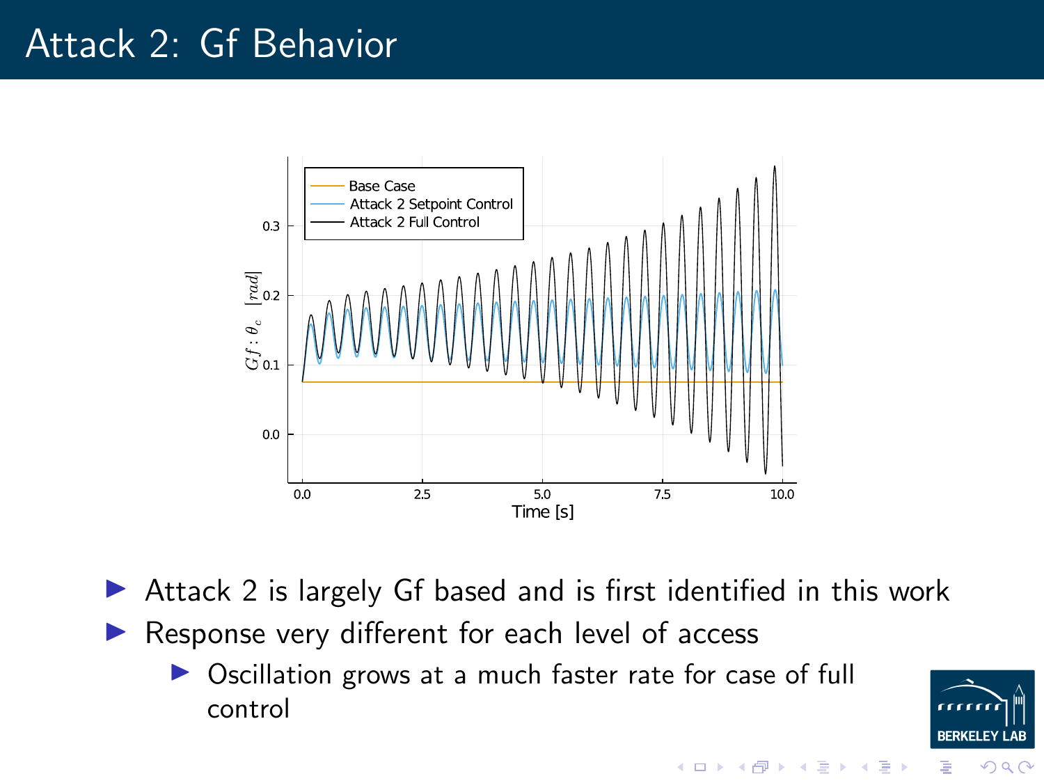# Attack 2: Gf Behavior

- Attack 2 is largely Gf based and is first identified in this work
- Response very different for each level of access
  - Oscillation grows at a much faster rate for case of full control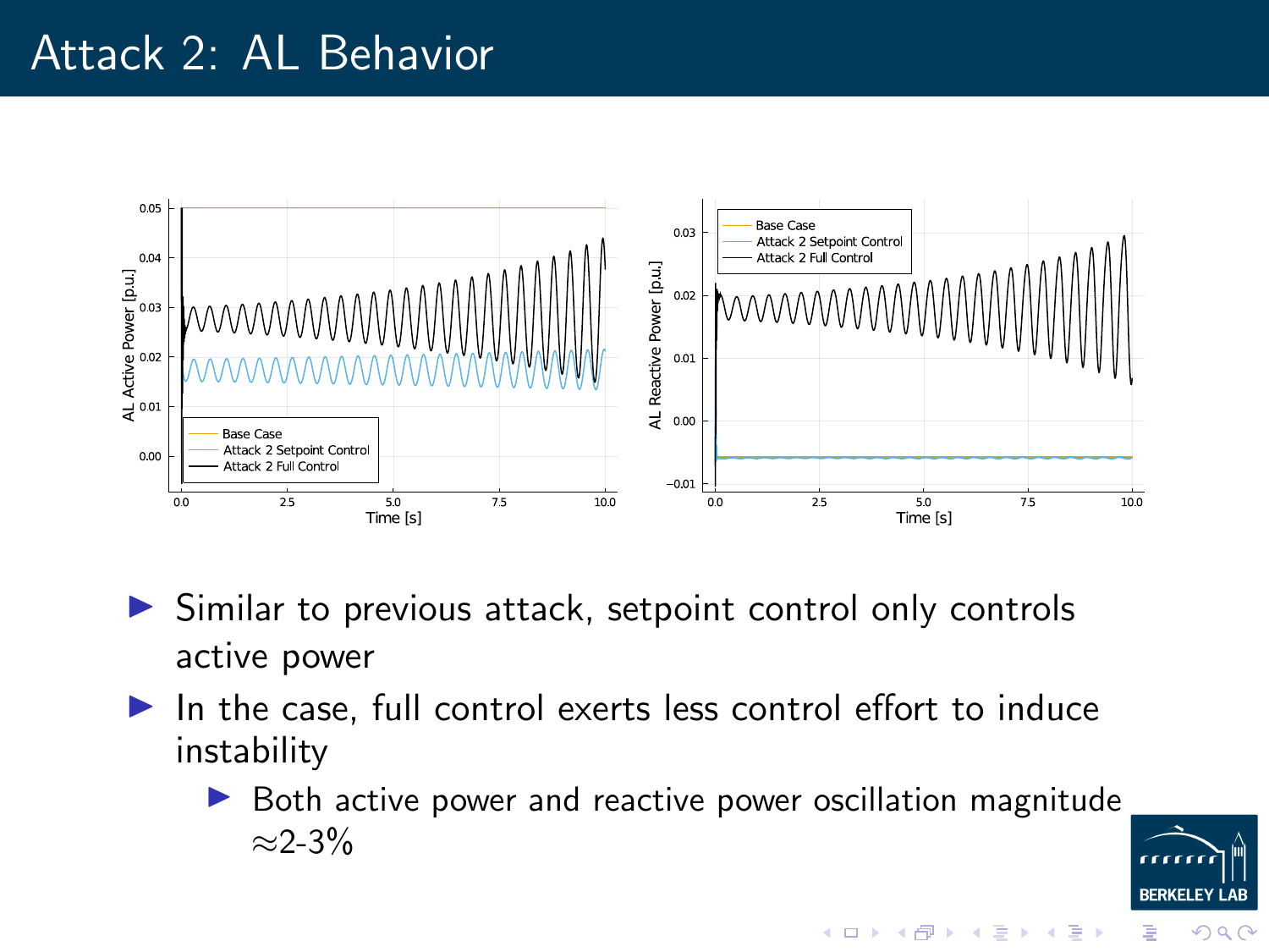# Attack 2: AL Behavior

- Similar to previous attack, setpoint control only controls active power
- In the case, full control exerts less control effort to induce instability
  - Both active power and reactive power oscillation magnitude $\approx$2-3%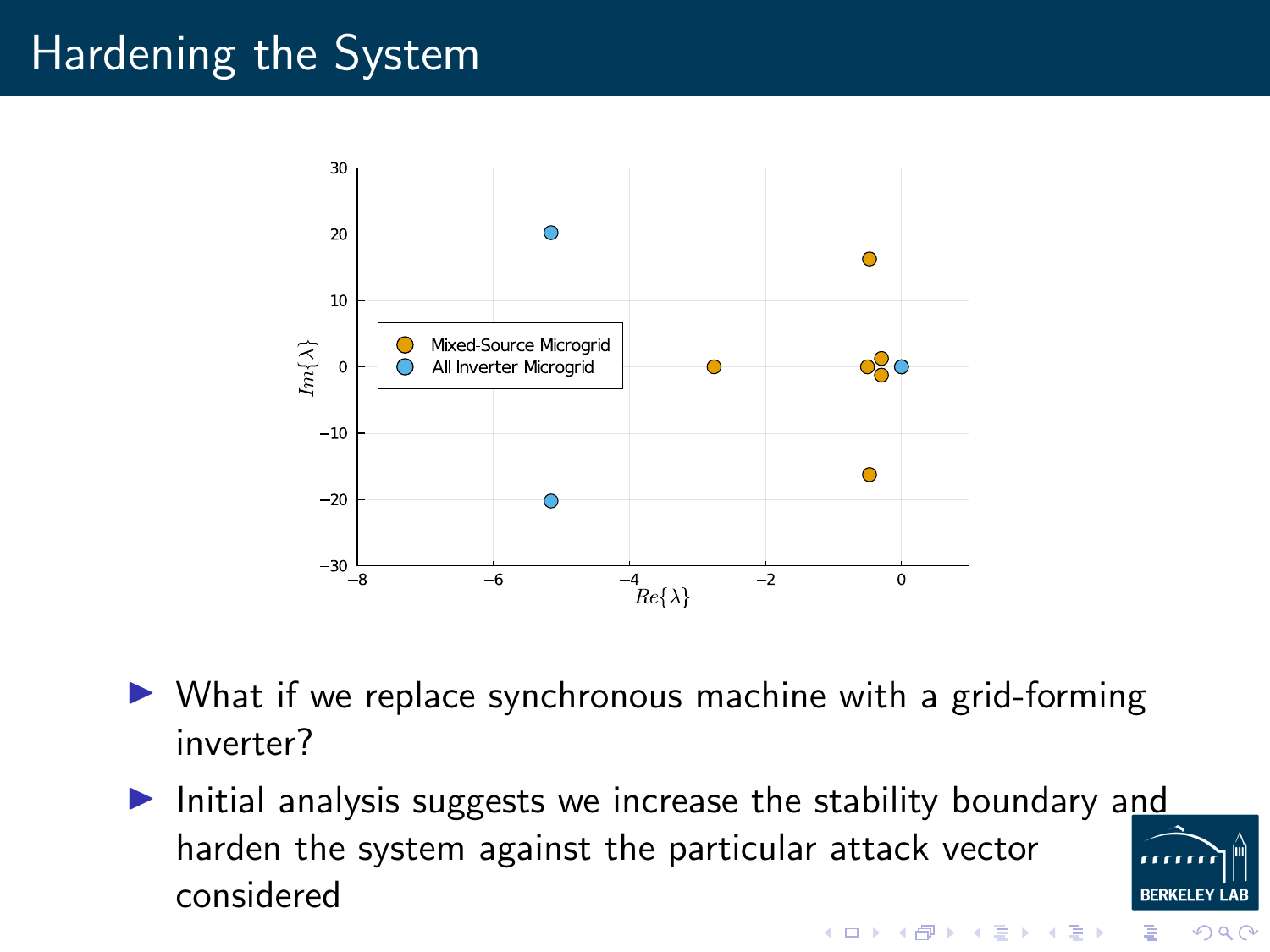# Hardening the System

- What if we replace synchronous machine with a grid-forming inverter?
- Initial analysis suggests we increase the stability boundary and harden the system against the particular attack vector considered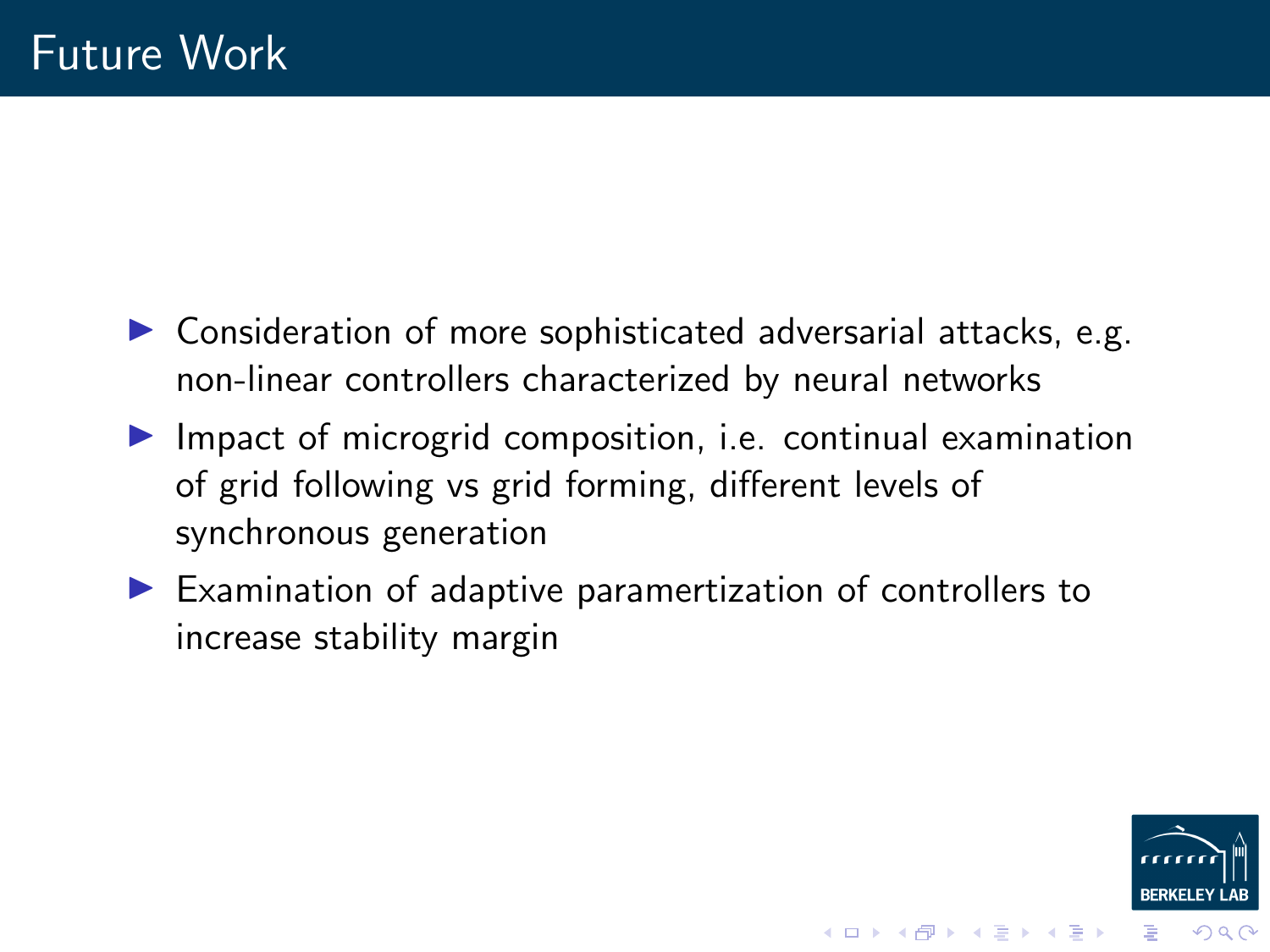# Future Work

- Consideration of more sophisticated adversarial attacks, e.g. non-linear controllers characterized by neural networks
- Impact of microgrid composition, i.e. continual examination of grid following vs grid forming, different levels of synchronous generation
- Examination of adaptive paramertization of controllers to increase stability margin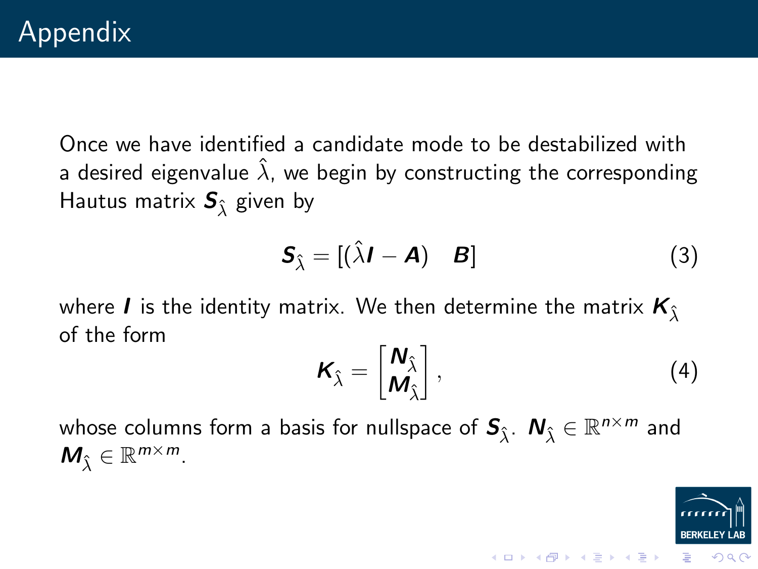# Appendix

Once we have identified a candidate mode to be destabilized with a desired eigenvalue $\hat{\lambda}$, we begin by constructing the corresponding Hautus matrix $\boldsymbol{S}_{\hat{\lambda}}$ given by

$$\boldsymbol{S}_{\hat{\lambda}} = [(\hat{\lambda}\boldsymbol{I} - \boldsymbol{A}) \quad \boldsymbol{B}] \tag{3}$$

where $\boldsymbol{I}$ is the identity matrix. We then determine the matrix $\boldsymbol{K}_{\hat{\lambda}}$ of the form

$$\boldsymbol{K}_{\hat{\lambda}} = \begin{bmatrix} \boldsymbol{N}_{\hat{\lambda}} \\ \boldsymbol{M}_{\hat{\lambda}} \end{bmatrix}, \tag{4}$$

whose columns form a basis for nullspace of $\boldsymbol{S}_{\hat{\lambda}}$. $\boldsymbol{N}_{\hat{\lambda}} \in \mathbb{R}^{n \times m}$ and $\boldsymbol{M}_{\hat{\lambda}} \in \mathbb{R}^{m \times m}$.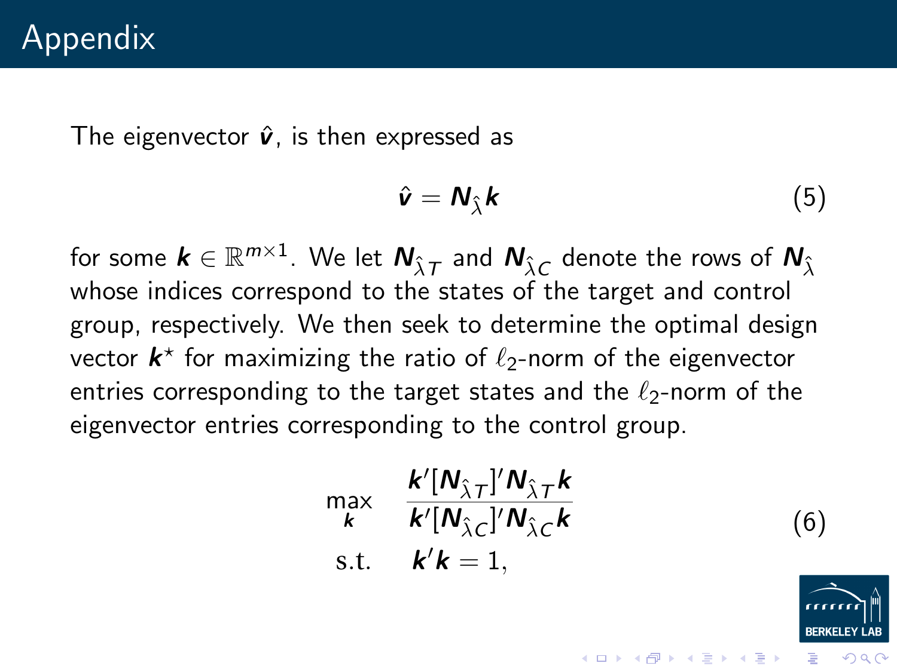# Appendix

The eigenvector $\hat{\boldsymbol{v}}$, is then expressed as

$$\hat{\boldsymbol{v}} = \boldsymbol{N}_{\hat{\lambda}} \boldsymbol{k} \tag{5}$$

for some $\boldsymbol{k} \in \mathbb{R}^{m \times 1}$. We let $\boldsymbol{N}_{\hat{\lambda}T}$ and $\boldsymbol{N}_{\hat{\lambda}C}$ denote the rows of $\boldsymbol{N}_{\hat{\lambda}}$ whose indices correspond to the states of the target and control group, respectively. We then seek to determine the optimal design vector $\boldsymbol{k}^{\star}$ for maximizing the ratio of $\ell_2$-norm of the eigenvector entries corresponding to the target states and the $\ell_2$-norm of the eigenvector entries corresponding to the control group.

$$\begin{aligned} \max_{\boldsymbol{k}} \quad & \frac{\boldsymbol{k}'[\boldsymbol{N}_{\hat{\lambda}T}]'\boldsymbol{N}_{\hat{\lambda}T}\boldsymbol{k}}{\boldsymbol{k}'[\boldsymbol{N}_{\hat{\lambda}C}]'\boldsymbol{N}_{\hat{\lambda}C}\boldsymbol{k}} \\ \text{s.t.} \quad & \boldsymbol{k}'\boldsymbol{k} = 1, \end{aligned} \tag{6}$$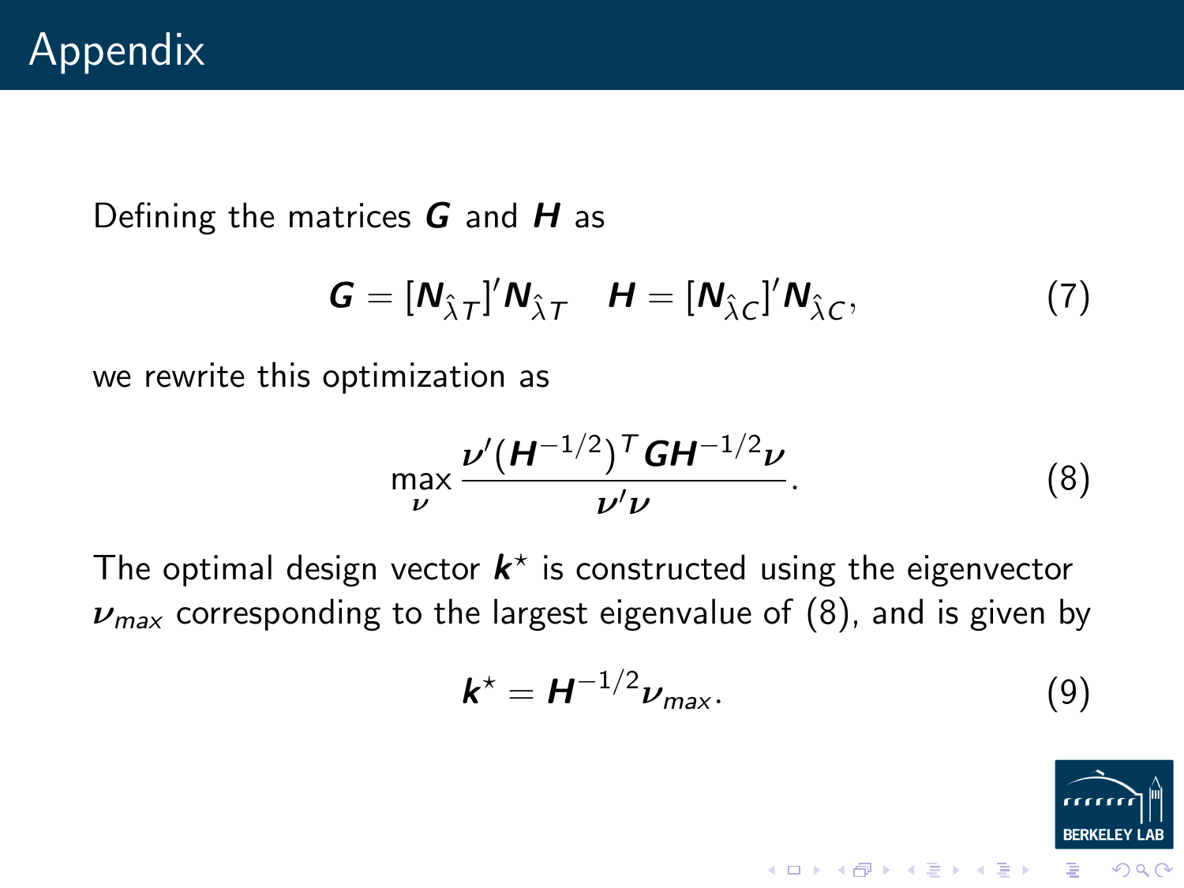# Appendix

Defining the matrices $\boldsymbol{G}$ and $\boldsymbol{H}$ as

$$\boldsymbol{G} = [\boldsymbol{N}_{\hat{\lambda}T}]'\boldsymbol{N}_{\hat{\lambda}T} \quad \boldsymbol{H} = [\boldsymbol{N}_{\hat{\lambda}C}]'\boldsymbol{N}_{\hat{\lambda}C}, \tag{7}$$

we rewrite this optimization as

$$\max_{\boldsymbol{\nu}} \frac{\boldsymbol{\nu}'(\boldsymbol{H}^{-1/2})^T \boldsymbol{G}\boldsymbol{H}^{-1/2}\boldsymbol{\nu}}{\boldsymbol{\nu}'\boldsymbol{\nu}}. \tag{8}$$

The optimal design vector $\boldsymbol{k}^\star$ is constructed using the eigenvector $\boldsymbol{\nu}_{max}$ corresponding to the largest eigenvalue of (8), and is given by

$$\boldsymbol{k}^\star = \boldsymbol{H}^{-1/2}\boldsymbol{\nu}_{max}. \tag{9}$$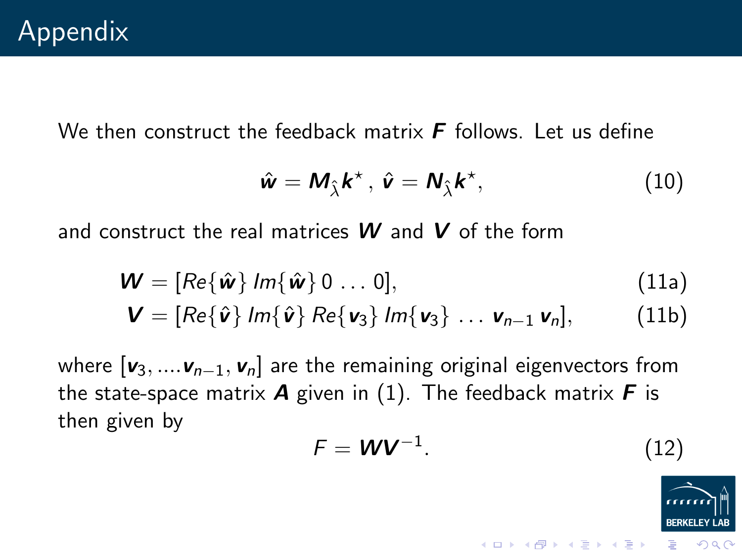# Appendix

We then construct the feedback matrix $\boldsymbol{F}$ follows. Let us define

$$\hat{\boldsymbol{w}} = \boldsymbol{M}_{\hat{\lambda}} \boldsymbol{k}^{\star} \,,\; \hat{\boldsymbol{v}} = \boldsymbol{N}_{\hat{\lambda}} \boldsymbol{k}^{\star}, \tag{10}$$

and construct the real matrices $\boldsymbol{W}$ and $\boldsymbol{V}$ of the form

$$\boldsymbol{W} = [Re\{\hat{\boldsymbol{w}}\}\; Im\{\hat{\boldsymbol{w}}\}\; 0 \ldots 0], \tag{11a}$$

$$\boldsymbol{V} = [Re\{\hat{\boldsymbol{v}}\}\; Im\{\hat{\boldsymbol{v}}\}\; Re\{\boldsymbol{v}_3\}\; Im\{\boldsymbol{v}_3\} \;\ldots\; \boldsymbol{v}_{n-1}\; \boldsymbol{v}_n], \tag{11b}$$

where $[\boldsymbol{v}_3, ....\boldsymbol{v}_{n-1}, \boldsymbol{v}_n]$ are the remaining original eigenvectors from the state-space matrix $\boldsymbol{A}$ given in (1). The feedback matrix $\boldsymbol{F}$ is then given by

$$F = \boldsymbol{W}\boldsymbol{V}^{-1}. \tag{12}$$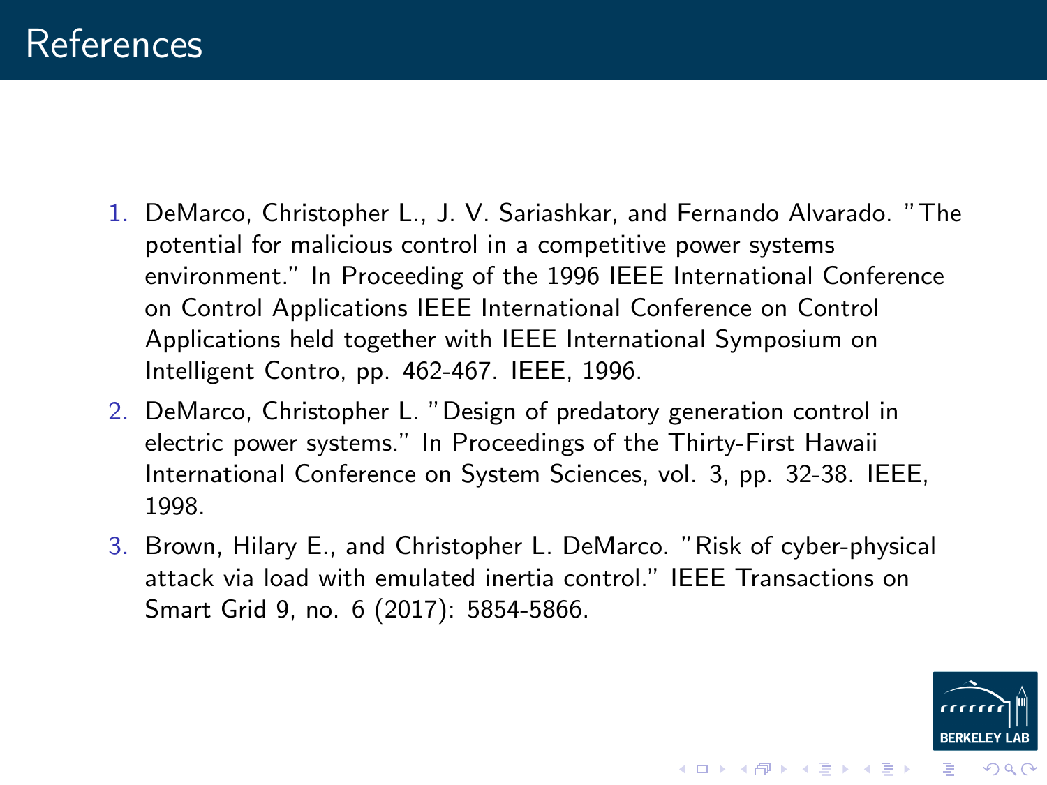# References

1. DeMarco, Christopher L., J. V. Sariashkar, and Fernando Alvarado. "The potential for malicious control in a competitive power systems environment." In Proceeding of the 1996 IEEE International Conference on Control Applications IEEE International Conference on Control Applications held together with IEEE International Symposium on Intelligent Contro, pp. 462-467. IEEE, 1996.
2. DeMarco, Christopher L. "Design of predatory generation control in electric power systems." In Proceedings of the Thirty-First Hawaii International Conference on System Sciences, vol. 3, pp. 32-38. IEEE, 1998.
3. Brown, Hilary E., and Christopher L. DeMarco. "Risk of cyber-physical attack via load with emulated inertia control." IEEE Transactions on Smart Grid 9, no. 6 (2017): 5854-5866.